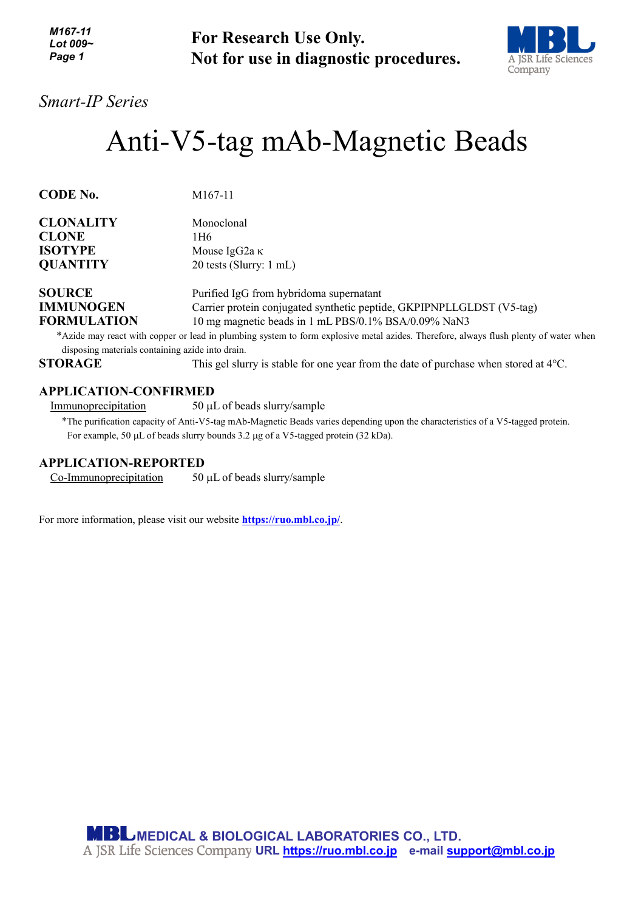For Research Use Only.
Not for use in diagnostic procedures.

*Smart-IP Series*

# Anti-V5-tag mAb-Magnetic Beads

**CODE No.** M167-11

**CLONALITY** Monoclonal
**CLONE** 1H6
**ISOTYPE** Mouse IgG2a κ
**QUANTITY** 20 tests (Slurry: 1 mL)

**SOURCE** Purified IgG from hybridoma supernatant
**IMMUNOGEN** Carrier protein conjugated synthetic peptide, GKPIPNPLLGLDST (V5-tag)
**FORMULATION** 10 mg magnetic beads in 1 mL PBS/0.1% BSA/0.09% $NaN_3$

*Azide may react with copper or lead in plumbing system to form explosive metal azides. Therefore, always flush plenty of water when disposing materials containing azide into drain.

**STORAGE** This gel slurry is stable for one year from the date of purchase when stored at 4°C.

## APPLICATION-CONFIRMED

Immunoprecipitation 50 µL of beads slurry/sample

*The purification capacity of Anti-V5-tag mAb-Magnetic Beads varies depending upon the characteristics of a V5-tagged protein. For example, 50 µL of beads slurry bounds 3.2 µg of a V5-tagged protein (32 kDa).

## APPLICATION-REPORTED

Co-Immunoprecipitation 50 µL of beads slurry/sample

For more information, please visit our website **https://ruo.mbl.co.jp/**.

MBL MEDICAL & BIOLOGICAL LABORATORIES CO., LTD.
A JSR Life Sciences Company URL https://ruo.mbl.co.jp e-mail support@mbl.co.jp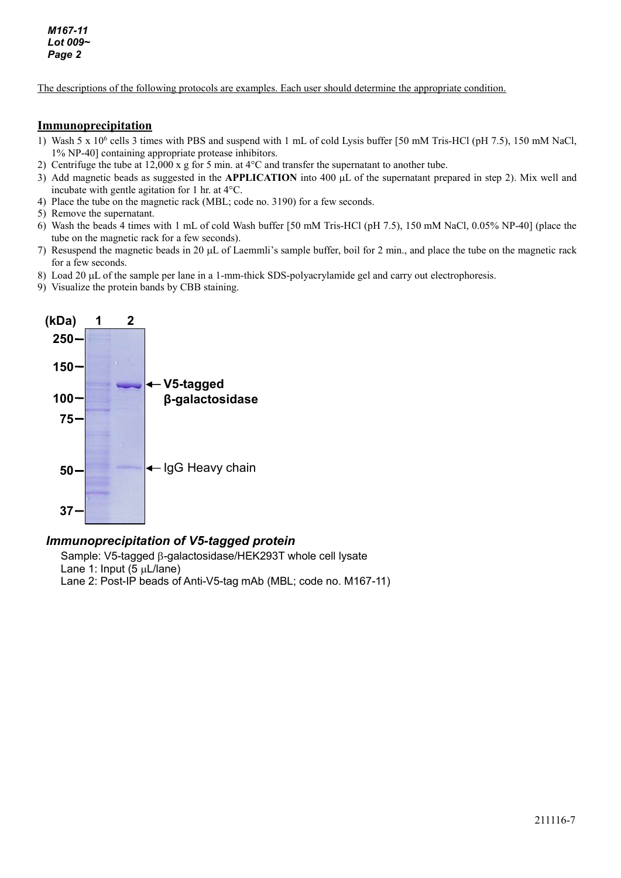The descriptions of the following protocols are examples. Each user should determine the appropriate condition.

## Immunoprecipitation

1) Wash 5 x $10^6$ cells 3 times with PBS and suspend with 1 mL of cold Lysis buffer [50 mM Tris-HCl (pH 7.5), 150 mM NaCl, 1% NP-40] containing appropriate protease inhibitors.
2) Centrifuge the tube at 12,000 x g for 5 min. at 4°C and transfer the supernatant to another tube.
3) Add magnetic beads as suggested in the **APPLICATION** into 400 μL of the supernatant prepared in step 2). Mix well and incubate with gentle agitation for 1 hr. at 4°C.
4) Place the tube on the magnetic rack (MBL; code no. 3190) for a few seconds.
5) Remove the supernatant.
6) Wash the beads 4 times with 1 mL of cold Wash buffer [50 mM Tris-HCl (pH 7.5), 150 mM NaCl, 0.05% NP-40] (place the tube on the magnetic rack for a few seconds).
7) Resuspend the magnetic beads in 20 μL of Laemmli's sample buffer, boil for 2 min., and place the tube on the magnetic rack for a few seconds.
8) Load 20 μL of the sample per lane in a 1-mm-thick SDS-polyacrylamide gel and carry out electrophoresis.
9) Visualize the protein bands by CBB staining.

(kDa) 1 2
250
150
100
75
50
37
V5-tagged β-galactosidase
IgG Heavy chain

***Immunoprecipitation of V5-tagged protein***

Sample: V5-tagged β-galactosidase/HEK293T whole cell lysate
Lane 1: Input (5 μL/lane)
Lane 2: Post-IP beads of Anti-V5-tag mAb (MBL; code no. M167-11)